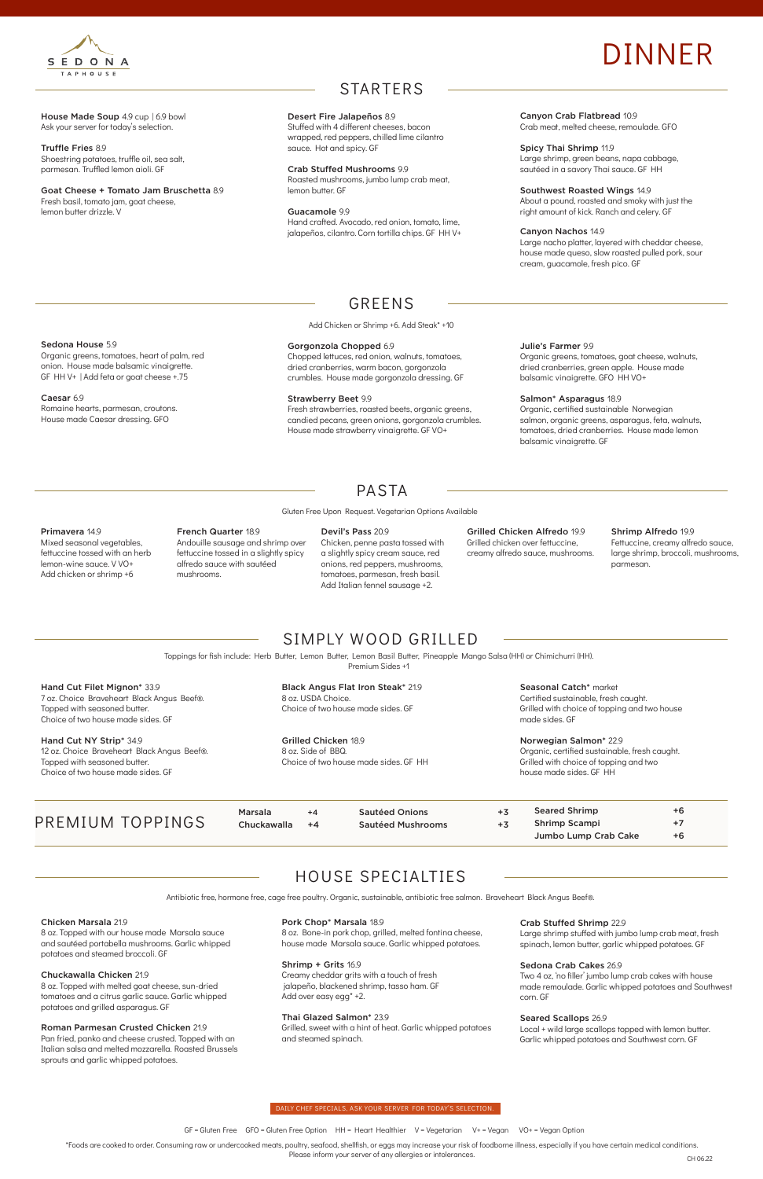SEDONA TAPHOUSE

# DINNER

## STARTERS

**House Made Soup** 4.9 cup | 6.9 bowl
Ask your server for today's selection.

**Truffle Fries** 8.9
Shoestring potatoes, truffle oil, sea salt, parmesan. Truffled lemon aioli. GF

**Goat Cheese + Tomato Jam Bruschetta** 8.9
Fresh basil, tomato jam, goat cheese, lemon butter drizzle. V

**Desert Fire Jalapeños** 8.9
Stuffed with 4 different cheeses, bacon wrapped, red peppers, chilled lime cilantro sauce. Hot and spicy. GF

**Crab Stuffed Mushrooms** 9.9
Roasted mushrooms, jumbo lump crab meat, lemon butter. GF

**Guacamole** 9.9
Hand crafted. Avocado, red onion, tomato, lime, jalapeños, cilantro. Corn tortilla chips. GF HH V+

**Canyon Crab Flatbread** 10.9
Crab meat, melted cheese, remoulade. GFO

**Spicy Thai Shrimp** 11.9
Large shrimp, green beans, napa cabbage, sautéed in a savory Thai sauce. GF HH

**Southwest Roasted Wings** 14.9
About a pound, roasted and smoky with just the right amount of kick. Ranch and celery. GF

**Canyon Nachos** 14.9
Large nacho platter, layered with cheddar cheese, house made queso, slow roasted pulled pork, sour cream, guacamole, fresh pico. GF

## GREENS

Add Chicken or Shrimp +6. Add Steak* +10

**Sedona House** 5.9
Organic greens, tomatoes, heart of palm, red onion. House made balsamic vinaigrette. GF HH V+ | Add feta or goat cheese +.75

**Caesar** 6.9
Romaine hearts, parmesan, croutons. House made Caesar dressing. GFO

**Gorgonzola Chopped** 6.9
Chopped lettuces, red onion, walnuts, tomatoes, dried cranberries, warm bacon, gorgonzola crumbles. House made gorgonzola dressing. GF

**Strawberry Beet** 9.9
Fresh strawberries, roasted beets, organic greens, candied pecans, green onions, gorgonzola crumbles. House made strawberry vinaigrette. GF VO+

**Julie's Farmer** 9.9
Organic greens, tomatoes, goat cheese, walnuts, dried cranberries, green apple. House made balsamic vinaigrette. GFO HH VO+

**Salmon* Asparagus** 18.9
Organic, certified sustainable Norwegian salmon, organic greens, asparagus, feta, walnuts, tomatoes, dried cranberries. House made lemon balsamic vinaigrette. GF

## PASTA

Gluten Free Upon Request. Vegetarian Options Available

**Primavera** 14.9
Mixed seasonal vegetables, fettuccine tossed with an herb lemon-wine sauce. V VO+
Add chicken or shrimp +6

**French Quarter** 18.9
Andouille sausage and shrimp over fettuccine tossed in a slightly spicy alfredo sauce with sautéed mushrooms.

**Devil's Pass** 20.9
Chicken, penne pasta tossed with a slightly spicy cream sauce, red onions, red peppers, mushrooms, tomatoes, parmesan, fresh basil. Add Italian fennel sausage +2.

**Grilled Chicken Alfredo** 19.9
Grilled chicken over fettuccine, creamy alfredo sauce, mushrooms.

**Shrimp Alfredo** 19.9
Fettuccine, creamy alfredo sauce, large shrimp, broccoli, mushrooms, parmesan.

## SIMPLY WOOD GRILLED

Toppings for fish include: Herb Butter, Lemon Butter, Lemon Basil Butter, Pineapple Mango Salsa (HH) or Chimichurri (HH).
Premium Sides +1

**Hand Cut Filet Mignon*** 33.9
7 oz. Choice Braveheart Black Angus Beef®. Topped with seasoned butter. Choice of two house made sides. GF

**Hand Cut NY Strip*** 34.9
12 oz. Choice Braveheart Black Angus Beef®. Topped with seasoned butter. Choice of two house made sides. GF

**Black Angus Flat Iron Steak*** 21.9
8 oz. USDA Choice. Choice of two house made sides. GF

**Grilled Chicken** 18.9
8 oz. Side of BBQ. Choice of two house made sides. GF HH

**Seasonal Catch*** market
Certified sustainable, fresh caught. Grilled with choice of topping and two house made sides. GF

**Norwegian Salmon*** 22.9
Organic, certified sustainable, fresh caught. Grilled with choice of topping and two house made sides. GF HH

## PREMIUM TOPPINGS

| | | | | | |
|---|---|---|---|---|---|
| Marsala | +4 | Sautéed Onions | +3 | Seared Shrimp | +6 |
| Chuckawalla | +4 | Sautéed Mushrooms | +3 | Shrimp Scampi | +7 |
| | | | | Jumbo Lump Crab Cake | +6 |

## HOUSE SPECIALTIES

Antibiotic free, hormone free, cage free poultry. Organic, sustainable, antibiotic free salmon. Braveheart Black Angus Beef®.

**Chicken Marsala** 21.9
8 oz. Topped with our house made Marsala sauce and sautéed portabella mushrooms. Garlic whipped potatoes and steamed broccoli. GF

**Chuckawalla Chicken** 21.9
8 oz. Topped with melted goat cheese, sun-dried tomatoes and a citrus garlic sauce. Garlic whipped potatoes and grilled asparagus. GF

**Roman Parmesan Crusted Chicken** 21.9
Pan fried, panko and cheese crusted. Topped with an Italian salsa and melted mozzarella. Roasted Brussels sprouts and garlic whipped potatoes.

**Pork Chop* Marsala** 18.9
8 oz. Bone-in pork chop, grilled, melted fontina cheese, house made Marsala sauce. Garlic whipped potatoes.

**Shrimp + Grits** 16.9
Creamy cheddar grits with a touch of fresh jalapeño, blackened shrimp, tasso ham. GF
Add over easy egg* +2.

**Thai Glazed Salmon*** 23.9
Grilled, sweet with a hint of heat. Garlic whipped potatoes and steamed spinach.

**Crab Stuffed Shrimp** 22.9
Large shrimp stuffed with jumbo lump crab meat, fresh spinach, lemon butter, garlic whipped potatoes. GF

**Sedona Crab Cakes** 26.9
Two 4 oz. 'no filler' jumbo lump crab cakes with house made remoulade. Garlic whipped potatoes and Southwest corn. GF

**Seared Scallops** 26.9
Local + wild large scallops topped with lemon butter. Garlic whipped potatoes and Southwest corn. GF

DAILY CHEF SPECIALS. ASK YOUR SERVER FOR TODAY'S SELECTION.

GF = Gluten Free GFO = Gluten Free Option HH = Heart Healthier V = Vegetarian V+ = Vegan VO+ = Vegan Option

*Foods are cooked to order. Consuming raw or undercooked meats, poultry, seafood, shellfish, or eggs may increase your risk of foodborne illness, especially if you have certain medical conditions. Please inform your server of any allergies or intolerances.

CH 06.22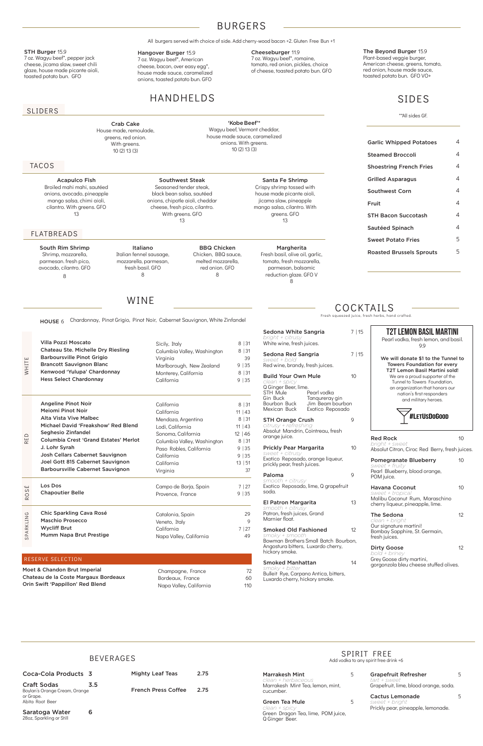# BURGERS

All burgers served with choice of side. Add cherry-wood bacon +2. Gluten Free Bun +1

**STH Burger** 15.9
7 oz. Wagyu beef*, pepper jack cheese, jicama slaw, sweet chili glaze, house made picante aioli, toasted potato bun. GFO

**Hangover Burger** 15.9
7 oz. Wagyu beef*, American cheese, bacon, over easy egg*, house made sauce, caramelized onions, toasted potato bun. GFO

**Cheeseburger** 11.9
7 oz. Wagyu beef*, romaine, tomato, red onion, pickles, choice of cheese, toasted potato bun. GFO

**The Beyond Burger** 15.9
Plant-based veggie burger, American cheese, greens, tomato, red onion, house made sauce, toasted potato bun. GFO VO+

# HANDHELDS

## SLIDERS

**Crab Cake**
House made, remoulade, greens, red onion. With greens.
10 (2) 13 (3)

**'Kobe Beef'***
Wagyu beef, Vermont cheddar, house made sauce, caramelized onions. With greens.
10 (2) 13 (3)

## TACOS

**Acapulco Fish**
Broiled mahi mahi, sautéed onions, avocado, pineapple mango salsa, chimi aioli, cilantro. With greens. GFO
13

**Southwest Steak**
Seasoned tender steak, black bean salsa, sautéed onions, chipotle aioli, cheddar cheese, fresh pico, cilantro. With greens. GFO
13

**Santa Fe Shrimp**
Crispy shrimp tossed with house made picante aioli, jicama slaw, pineapple mango salsa, cilantro. With greens. GFO
13

## FLATBREADS

**South Rim Shrimp**
Shrimp, mozzarella, parmesan. fresh pico, avocado, cilantro. GFO
8

**Italiano**
Italian fennel sausage, mozzarella, parmesan, fresh basil. GFO
8

**BBQ Chicken**
Chicken, BBQ sauce, melted mozzarella, red onion. GFO
8

**Margherita**
Fresh basil, olive oil, garlic, tomato, fresh mozzarella, parmesan, balsamic reduction glaze. GFO V
8

# SIDES

**All sides GF.

| | |
|---|---|
| Garlic Whipped Potatoes | 4 |
| Steamed Broccoli | 4 |
| Shoestring French Fries | 4 |
| Grilled Asparagus | 4 |
| Southwest Corn | 4 |
| Fruit | 4 |
| STH Bacon Succotash | 4 |
| Sautéed Spinach | 4 |
| Sweet Potato Fries | 5 |
| Roasted Brussels Sprouts | 5 |

# WINE

**HOUSE** 6 Chardonnay, Pinot Grigio, Pinot Noir, Cabernet Sauvignon, White Zinfandel

| | | | |
|---|---|---|---|
| WHITE | Villa Pozzi Moscato | Sicily, Italy | 8 \| 31 |
| | Chateau Ste. Michelle Dry Riesling | Columbia Valley, Washington | 8 \| 31 |
| | Barboursville Pinot Grigio | Virginia | 39 |
| | Brancott Sauvignon Blanc | Marlborough, New Zealand | 9 \| 35 |
| | Kenwood 'Yulupa' Chardonnay | Monterey, California | 8 \| 31 |
| | Hess Select Chardonnay | California | 9 \| 35 |
| RED | Angeline Pinot Noir | California | 8 \| 31 |
| | Meiomi Pinot Noir | California | 11 \| 43 |
| | Alta Vista Vive Malbec | Mendoza, Argentina | 8 \| 31 |
| | Michael David 'Freakshow' Red Blend | Lodi, California | 11 \| 43 |
| | Seghesio Zinfandel | Sonoma, California | 12 \| 46 |
| | Columbia Crest 'Grand Estates' Merlot | Columbia Valley, Washington | 8 \| 31 |
| | J. Lohr Syrah | Paso Robles, California | 9 \| 35 |
| | Josh Cellars Cabernet Sauvignon | California | 9 \| 35 |
| | Joel Gott 815 Cabernet Sauvignon | California | 13 \| 51 |
| | Barboursville Cabernet Sauvignon | Virginia | 37 |
| ROSÉ | Los Dos | Campo de Borja, Spain | 7 \| 27 |
| | Chapoutier Belle | Provence, France | 9 \| 35 |
| SPARKLING | Chic Sparkling Cava Rosé | Catalonia, Spain | 29 |
| | Maschio Prosecco | Veneto, Italy | 9 |
| | Wycliff Brut | California | 7 \| 27 |
| | Mumm Napa Brut Prestige | Napa Valley, California | 49 |

## RESERVE SELECTION

| | | |
|---|---|---|
| Moet & Chandon Brut Imperial | Champagne, France | 72 |
| Chateau de la Coste Margaux Bordeaux | Bordeaux, France | 60 |
| Orin Swift 'Pappillon' Red Blend | Napa Valley, California | 110 |

# COCKTAILS

Fresh squeezed juice, fresh herbs, hand crafted.

**Sedona White Sangria** 7 | 15
*bright + citrusy*
White wine, fresh juices.

**Sedona Red Sangria** 7 | 15
*sweet + bold*
Red wine, brandy, fresh juices.

**Build Your Own Mule** 10
*clean + spicy*
Q Ginger Beer, lime.

| | |
|---|---|
| STH Mule | Pearl vodka |
| Gin Buck | Tanqureray gin |
| Bourbon Buck | Jim Beam bourbon |
| Mexican Buck | Exotico Reposado |

**STH Orange Crush** 9
*citrusy + refreshing*
Absolut Mandrin, Cointreau, fresh orange juice.

**Prickly Pear Margarita** 10
*sweet + citrusy*
Exotico Reposado, orange liqueur, prickly pear, fresh juices.

**Paloma** 9
*smooth + citrusy*
Exotico Reposado, lime, Q grapefruit soda.

**El Patron Margarita** 13
*smooth + citrusy*
Patron, fresh juices, Grand Marnier float.

**Smoked Old Fashioned** 12
*smoky + smooth*
Bowman Brothers Small Batch Bourbon, Angostura bitters, Luxardo cherry, hickory smoke.

**Smoked Manhattan** 14
*smoky + bitter*
Bulleit Rye, Carpano Antica, bitters, Luxardo cherry, hickory smoke.

## T2T LEMON BASIL MARTINI

Pearl vodka, fresh lemon, and basil.
9.9

**We will donate $1 to the Tunnel to Towers Foundation for every T2T Lemon Basil Martini sold!**
We are a proud supporter of the Tunnel to Towers Foundation, an organization that honors our nation's first responders and military heroes.

#LetUsDoGood

**Red Rock** 10
*bright + sweet*
Absolut Citron, Ciroc Red Berry, fresh juices.

**Pomegranate Blueberry** 10
*sweet + fruity*
Pearl Blueberry, blood orange, POM juice.

**Havana Coconut** 10
*sweet + tropical*
Malibu Coconut Rum, Maraschino cherry liqueur, pineapple, lime.

**The Sedona** 12
*clean + bright*
Our signature martini! Bombay Sapphire, St. Germain, fresh juices.

**Dirty Goose** 12
*bold + briney*
Grey Goose dirty martini, gorgonzola bleu cheese stuffed olives.

# BEVERAGES

**Coca-Cola Products** 3

**Craft Sodas** 3.5
Boylan's Orange Cream, Orange or Grape.
Abita Root Beer

**Saratoga Water** 6
28oz. Sparkling or Still

**Mighty Leaf Teas** 2.75

**French Press Coffee** 2.75

# SPIRIT FREE

Add vodka to any spirit free drink +6

**Marrakesh Mint** 5
*clean + herbaceous*
Marrakesh Mint Tea, lemon, mint, cucumber.

**Green Tea Mule** 5
*clean + spicy*
Green Dragon Tea, lime, POM juice, Q Ginger Beer.

**Grapefruit Refresher** 5
*tart + sweet*
Grapefruit, lime, blood orange, soda.

**Cactus Lemonade** 5
*sweet + bright*
Prickly pear, pineapple, lemonade.